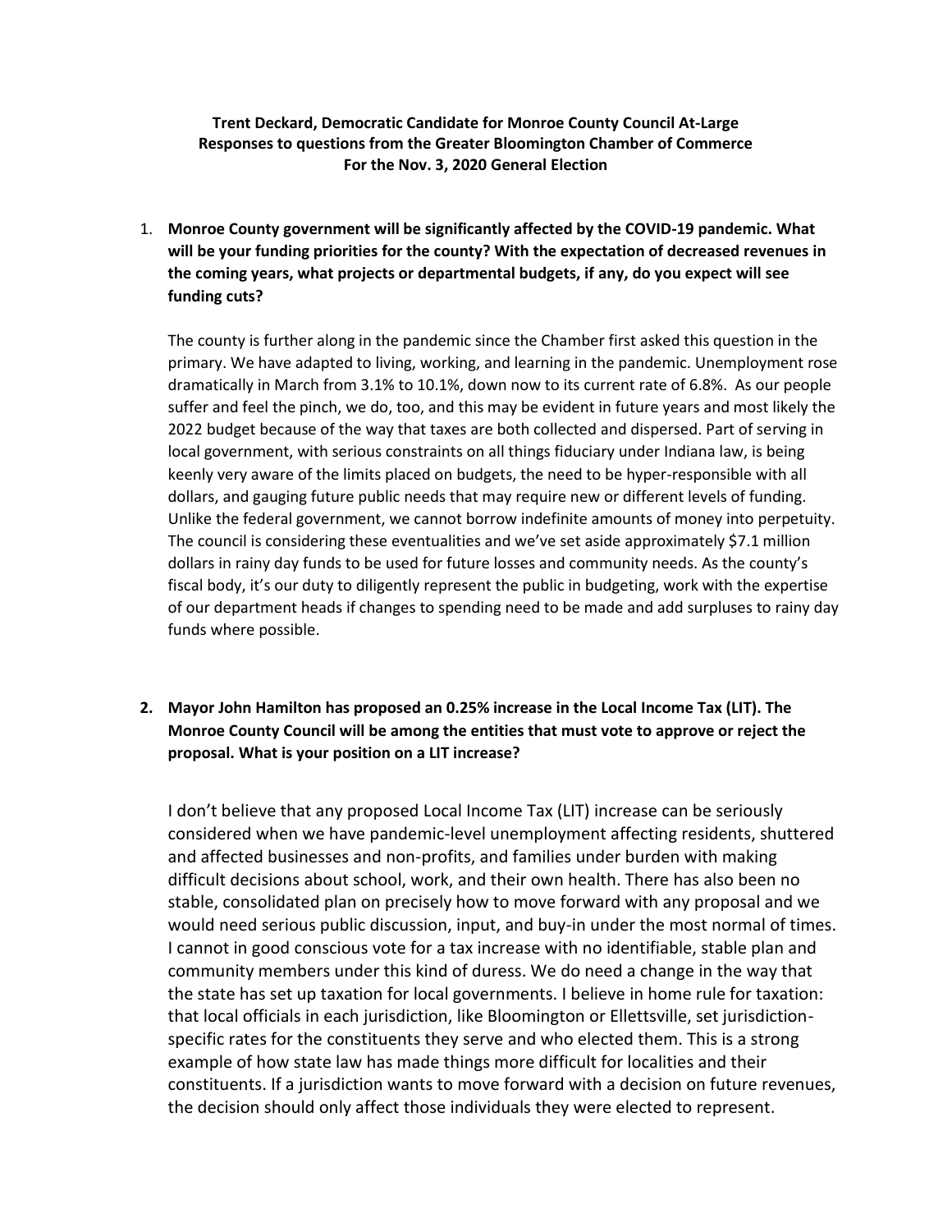**Trent Deckard, Democratic Candidate for Monroe County Council At-Large**
**Responses to questions from the Greater Bloomington Chamber of Commerce**
**For the Nov. 3, 2020 General Election**

1. **Monroe County government will be significantly affected by the COVID-19 pandemic. What will be your funding priorities for the county? With the expectation of decreased revenues in the coming years, what projects or departmental budgets, if any, do you expect will see funding cuts?**

   The county is further along in the pandemic since the Chamber first asked this question in the primary. We have adapted to living, working, and learning in the pandemic. Unemployment rose dramatically in March from 3.1% to 10.1%, down now to its current rate of 6.8%. As our people suffer and feel the pinch, we do, too, and this may be evident in future years and most likely the 2022 budget because of the way that taxes are both collected and dispersed. Part of serving in local government, with serious constraints on all things fiduciary under Indiana law, is being keenly very aware of the limits placed on budgets, the need to be hyper-responsible with all dollars, and gauging future public needs that may require new or different levels of funding. Unlike the federal government, we cannot borrow indefinite amounts of money into perpetuity. The council is considering these eventualities and we've set aside approximately $7.1 million dollars in rainy day funds to be used for future losses and community needs. As the county's fiscal body, it's our duty to diligently represent the public in budgeting, work with the expertise of our department heads if changes to spending need to be made and add surpluses to rainy day funds where possible.

2. **Mayor John Hamilton has proposed an 0.25% increase in the Local Income Tax (LIT). The Monroe County Council will be among the entities that must vote to approve or reject the proposal. What is your position on a LIT increase?**

   I don't believe that any proposed Local Income Tax (LIT) increase can be seriously considered when we have pandemic-level unemployment affecting residents, shuttered and affected businesses and non-profits, and families under burden with making difficult decisions about school, work, and their own health. There has also been no stable, consolidated plan on precisely how to move forward with any proposal and we would need serious public discussion, input, and buy-in under the most normal of times. I cannot in good conscious vote for a tax increase with no identifiable, stable plan and community members under this kind of duress. We do need a change in the way that the state has set up taxation for local governments. I believe in home rule for taxation: that local officials in each jurisdiction, like Bloomington or Ellettsville, set jurisdiction-specific rates for the constituents they serve and who elected them. This is a strong example of how state law has made things more difficult for localities and their constituents. If a jurisdiction wants to move forward with a decision on future revenues, the decision should only affect those individuals they were elected to represent.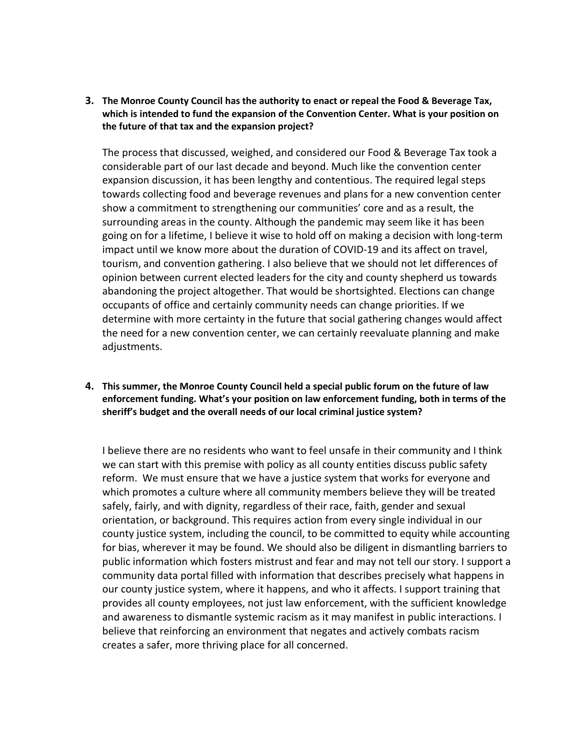**3. The Monroe County Council has the authority to enact or repeal the Food & Beverage Tax, which is intended to fund the expansion of the Convention Center. What is your position on the future of that tax and the expansion project?**

The process that discussed, weighed, and considered our Food & Beverage Tax took a considerable part of our last decade and beyond. Much like the convention center expansion discussion, it has been lengthy and contentious. The required legal steps towards collecting food and beverage revenues and plans for a new convention center show a commitment to strengthening our communities' core and as a result, the surrounding areas in the county. Although the pandemic may seem like it has been going on for a lifetime, I believe it wise to hold off on making a decision with long-term impact until we know more about the duration of COVID-19 and its affect on travel, tourism, and convention gathering. I also believe that we should not let differences of opinion between current elected leaders for the city and county shepherd us towards abandoning the project altogether. That would be shortsighted. Elections can change occupants of office and certainly community needs can change priorities. If we determine with more certainty in the future that social gathering changes would affect the need for a new convention center, we can certainly reevaluate planning and make adjustments.

**4. This summer, the Monroe County Council held a special public forum on the future of law enforcement funding. What's your position on law enforcement funding, both in terms of the sheriff's budget and the overall needs of our local criminal justice system?**

I believe there are no residents who want to feel unsafe in their community and I think we can start with this premise with policy as all county entities discuss public safety reform. We must ensure that we have a justice system that works for everyone and which promotes a culture where all community members believe they will be treated safely, fairly, and with dignity, regardless of their race, faith, gender and sexual orientation, or background. This requires action from every single individual in our county justice system, including the council, to be committed to equity while accounting for bias, wherever it may be found. We should also be diligent in dismantling barriers to public information which fosters mistrust and fear and may not tell our story. I support a community data portal filled with information that describes precisely what happens in our county justice system, where it happens, and who it affects. I support training that provides all county employees, not just law enforcement, with the sufficient knowledge and awareness to dismantle systemic racism as it may manifest in public interactions. I believe that reinforcing an environment that negates and actively combats racism creates a safer, more thriving place for all concerned.